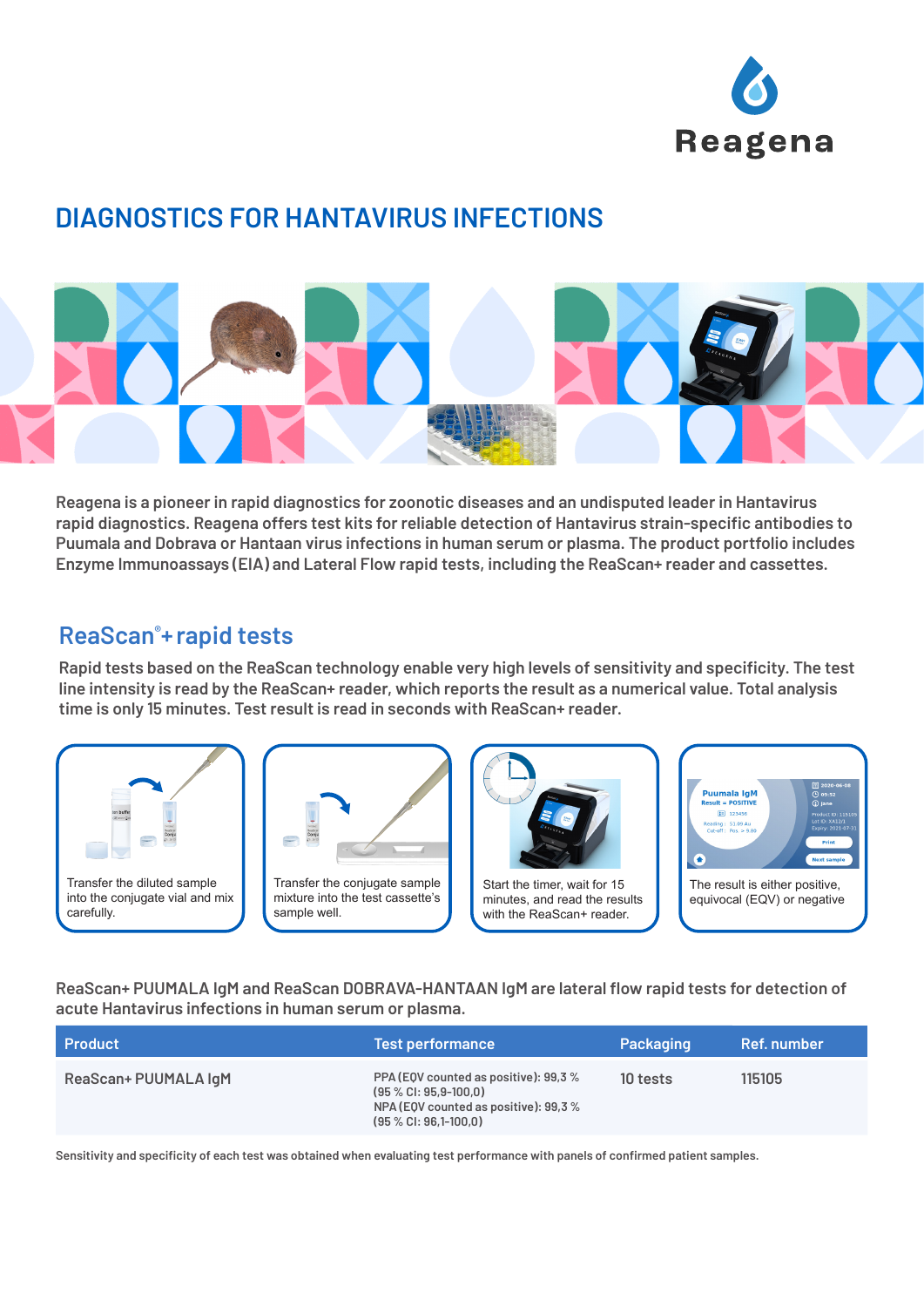Reagena

# DIAGNOSTICS FOR HANTAVIRUS INFECTIONS

Reagena is a pioneer in rapid diagnostics for zoonotic diseases and an undisputed leader in Hantavirus rapid diagnostics. Reagena offers test kits for reliable detection of Hantavirus strain-specific antibodies to Puumala and Dobrava or Hantaan virus infections in human serum or plasma. The product portfolio includes Enzyme Immunoassays (EIA) and Lateral Flow rapid tests, including the ReaScan+ reader and cassettes.

## ReaScan®+ rapid tests

Rapid tests based on the ReaScan technology enable very high levels of sensitivity and specificity. The test line intensity is read by the ReaScan+ reader, which reports the result as a numerical value. Total analysis time is only 15 minutes. Test result is read in seconds with ReaScan+ reader.

Transfer the diluted sample into the conjugate vial and mix carefully.

Transfer the conjugate sample mixture into the test cassette's sample well.

Start the timer, wait for 15 minutes, and read the results with the ReaScan+ reader.

The result is either positive, equivocal (EQV) or negative

ReaScan+ PUUMALA IgM and ReaScan DOBRAVA-HANTAAN IgM are lateral flow rapid tests for detection of acute Hantavirus infections in human serum or plasma.

| Product | Test performance | Packaging | Ref. number |
|---|---|---|---|
| ReaScan+ PUUMALA IgM | PPA (EQV counted as positive): 99,3 % (95 % CI: 95,9-100,0) NPA (EQV counted as positive): 99,3 % (95 % CI: 96,1-100,0) | 10 tests | 115105 |

Sensitivity and specificity of each test was obtained when evaluating test performance with panels of confirmed patient samples.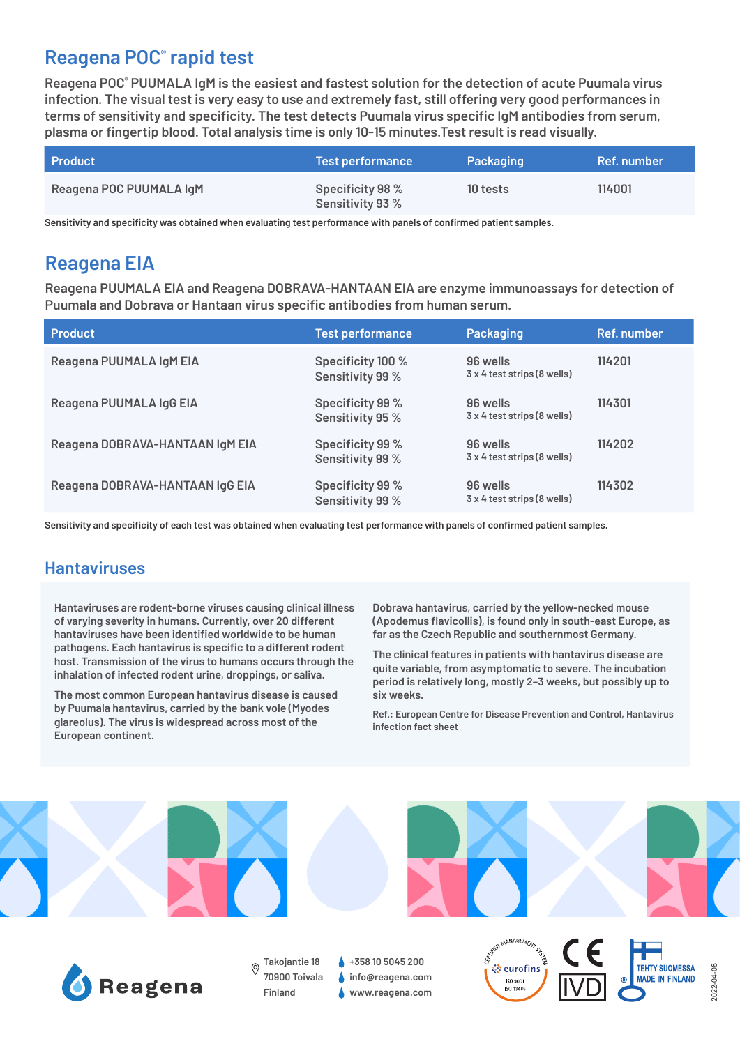## Reagena POC® rapid test

**Reagena POC® PUUMALA IgM is the easiest and fastest solution for the detection of acute Puumala virus infection. The visual test is very easy to use and extremely fast, still offering very good performances in terms of sensitivity and specificity. The test detects Puumala virus specific IgM antibodies from serum, plasma or fingertip blood. Total analysis time is only 10-15 minutes.Test result is read visually.**

| Product | Test performance | Packaging | Ref. number |
|---|---|---|---|
| Reagena POC PUUMALA IgM | Specificity 98 %<br>Sensitivity 93 % | 10 tests | 114001 |

Sensitivity and specificity was obtained when evaluating test performance with panels of confirmed patient samples.

## Reagena EIA

**Reagena PUUMALA EIA and Reagena DOBRAVA-HANTAAN EIA are enzyme immunoassays for detection of Puumala and Dobrava or Hantaan virus specific antibodies from human serum.**

| Product | Test performance | Packaging | Ref. number |
|---|---|---|---|
| Reagena PUUMALA IgM EIA | Specificity 100 %<br>Sensitivity 99 % | 96 wells<br>3 x 4 test strips (8 wells) | 114201 |
| Reagena PUUMALA IgG EIA | Specificity 99 %<br>Sensitivity 95 % | 96 wells<br>3 x 4 test strips (8 wells) | 114301 |
| Reagena DOBRAVA-HANTAAN IgM EIA | Specificity 99 %<br>Sensitivity 99 % | 96 wells<br>3 x 4 test strips (8 wells) | 114202 |
| Reagena DOBRAVA-HANTAAN IgG EIA | Specificity 99 %<br>Sensitivity 99 % | 96 wells<br>3 x 4 test strips (8 wells) | 114302 |

Sensitivity and specificity of each test was obtained when evaluating test performance with panels of confirmed patient samples.

## Hantaviruses

Hantaviruses are rodent-borne viruses causing clinical illness of varying severity in humans. Currently, over 20 different hantaviruses have been identified worldwide to be human pathogens. Each hantavirus is specific to a different rodent host. Transmission of the virus to humans occurs through the inhalation of infected rodent urine, droppings, or saliva.

The most common European hantavirus disease is caused by Puumala hantavirus, carried by the bank vole (Myodes glareolus). The virus is widespread across most of the European continent.

Dobrava hantavirus, carried by the yellow-necked mouse (Apodemus flavicollis), is found only in south-east Europe, as far as the Czech Republic and southernmost Germany.

The clinical features in patients with hantavirus disease are quite variable, from asymptomatic to severe. The incubation period is relatively long, mostly 2–3 weeks, but possibly up to six weeks.

Ref.: European Centre for Disease Prevention and Control, Hantavirus infection fact sheet

Reagena

Takojantie 18
70900 Toivala
Finland

+358 10 5045 200
info@reagena.com
www.reagena.com

CERTIFIED MANAGEMENT SYSTEM eurofins ISO 9001 ISO 13485

CE IVD

TEHTY SUOMESSA MADE IN FINLAND

2022-04-08